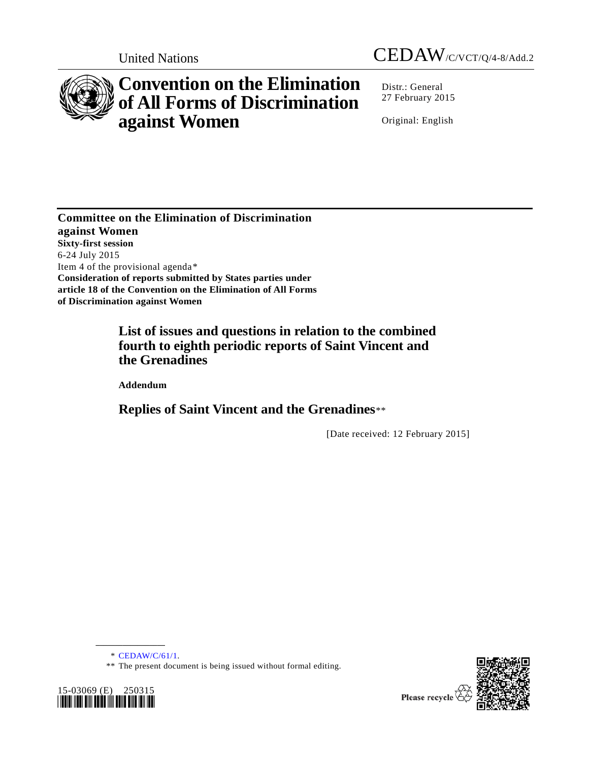United Nations CEDAW/C/VCT/Q/4-8/Add.2

# Convention on the Elimination of All Forms of Discrimination against Women

Distr.: General
27 February 2015

Original: English

**Committee on the Elimination of Discrimination against Women**
**Sixty-first session**
6-24 July 2015
Item 4 of the provisional agenda*
**Consideration of reports submitted by States parties under article 18 of the Convention on the Elimination of All Forms of Discrimination against Women**

## List of issues and questions in relation to the combined fourth to eighth periodic reports of Saint Vincent and the Grenadines

**Addendum**

## Replies of Saint Vincent and the Grenadines**

[Date received: 12 February 2015]

---

\* CEDAW/C/61/1.

\*\* The present document is being issued without formal editing.

15-03069 (E) 250315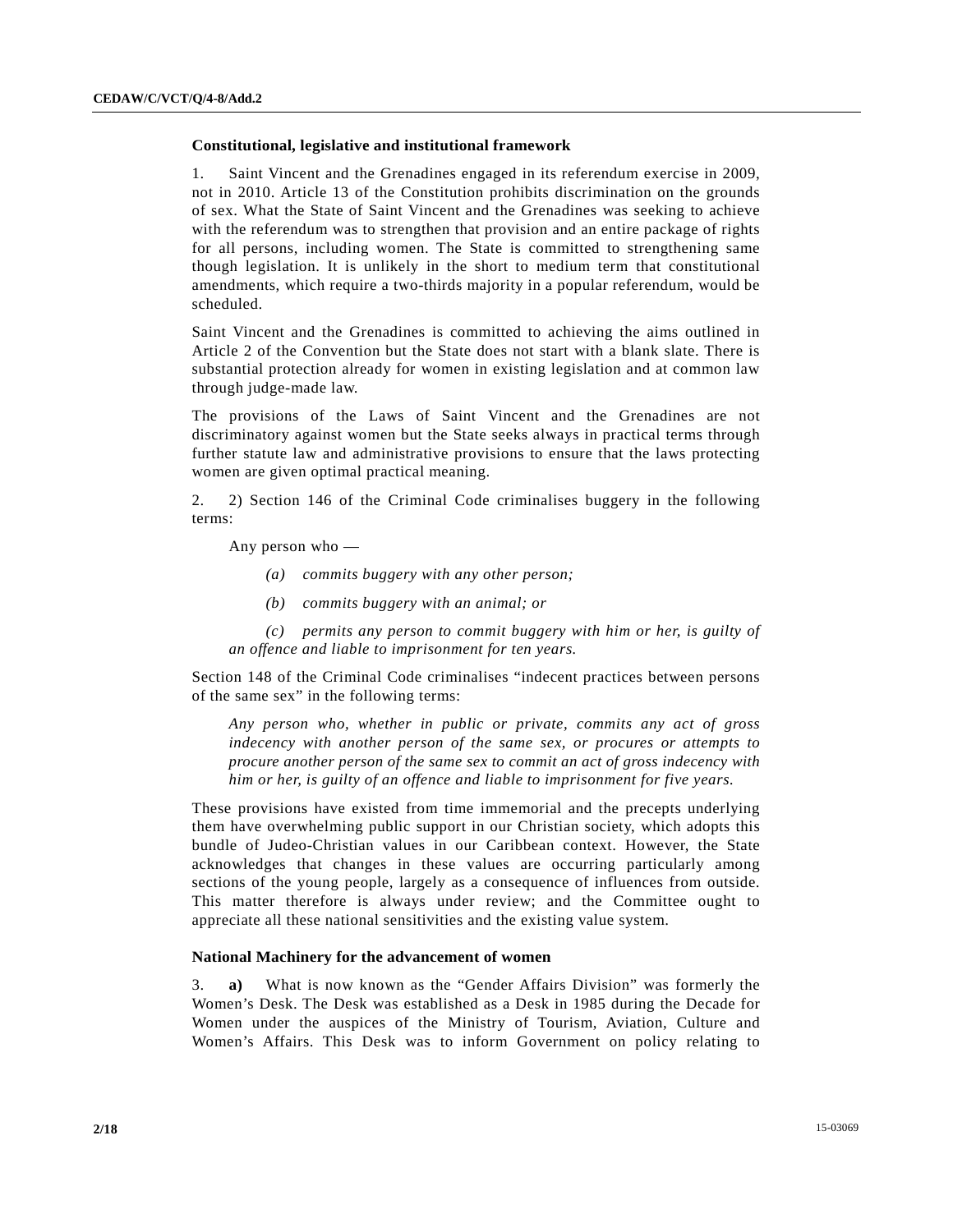### Constitutional, legislative and institutional framework

1. Saint Vincent and the Grenadines engaged in its referendum exercise in 2009, not in 2010. Article 13 of the Constitution prohibits discrimination on the grounds of sex. What the State of Saint Vincent and the Grenadines was seeking to achieve with the referendum was to strengthen that provision and an entire package of rights for all persons, including women. The State is committed to strengthening same though legislation. It is unlikely in the short to medium term that constitutional amendments, which require a two-thirds majority in a popular referendum, would be scheduled.

Saint Vincent and the Grenadines is committed to achieving the aims outlined in Article 2 of the Convention but the State does not start with a blank slate. There is substantial protection already for women in existing legislation and at common law through judge-made law.

The provisions of the Laws of Saint Vincent and the Grenadines are not discriminatory against women but the State seeks always in practical terms through further statute law and administrative provisions to ensure that the laws protecting women are given optimal practical meaning.

2. 2) Section 146 of the Criminal Code criminalises buggery in the following terms:

Any person who —

*(a) commits buggery with any other person;*

*(b) commits buggery with an animal; or*

*(c) permits any person to commit buggery with him or her, is guilty of an offence and liable to imprisonment for ten years.*

Section 148 of the Criminal Code criminalises "indecent practices between persons of the same sex" in the following terms:

*Any person who, whether in public or private, commits any act of gross indecency with another person of the same sex, or procures or attempts to procure another person of the same sex to commit an act of gross indecency with him or her, is guilty of an offence and liable to imprisonment for five years.*

These provisions have existed from time immemorial and the precepts underlying them have overwhelming public support in our Christian society, which adopts this bundle of Judeo-Christian values in our Caribbean context. However, the State acknowledges that changes in these values are occurring particularly among sections of the young people, largely as a consequence of influences from outside. This matter therefore is always under review; and the Committee ought to appreciate all these national sensitivities and the existing value system.

### National Machinery for the advancement of women

3. **a)** What is now known as the "Gender Affairs Division" was formerly the Women's Desk. The Desk was established as a Desk in 1985 during the Decade for Women under the auspices of the Ministry of Tourism, Aviation, Culture and Women's Affairs. This Desk was to inform Government on policy relating to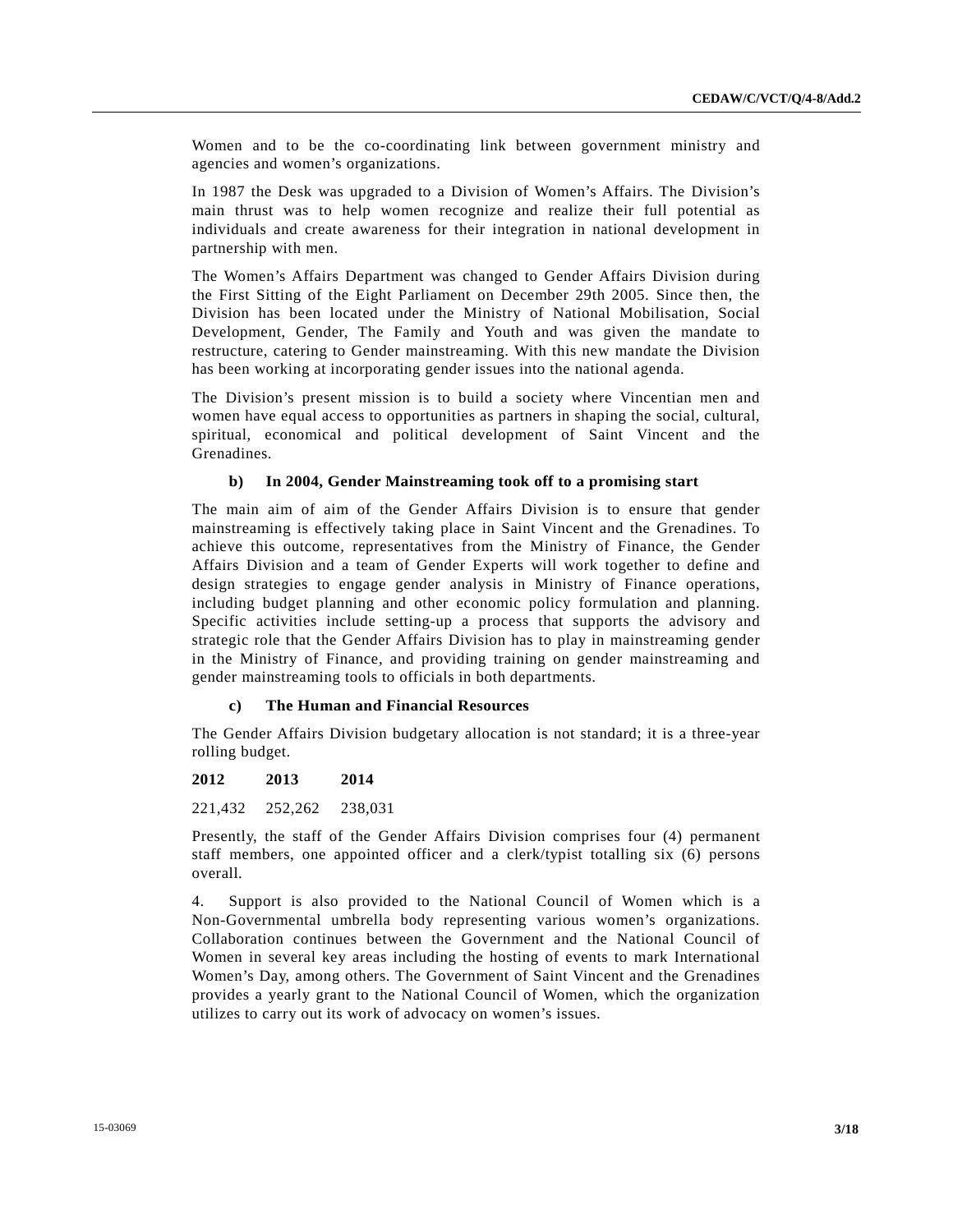Women and to be the co-coordinating link between government ministry and agencies and women's organizations.

In 1987 the Desk was upgraded to a Division of Women's Affairs. The Division's main thrust was to help women recognize and realize their full potential as individuals and create awareness for their integration in national development in partnership with men.

The Women's Affairs Department was changed to Gender Affairs Division during the First Sitting of the Eight Parliament on December 29th 2005. Since then, the Division has been located under the Ministry of National Mobilisation, Social Development, Gender, The Family and Youth and was given the mandate to restructure, catering to Gender mainstreaming. With this new mandate the Division has been working at incorporating gender issues into the national agenda.

The Division's present mission is to build a society where Vincentian men and women have equal access to opportunities as partners in shaping the social, cultural, spiritual, economical and political development of Saint Vincent and the Grenadines.

**b) In 2004, Gender Mainstreaming took off to a promising start**

The main aim of aim of the Gender Affairs Division is to ensure that gender mainstreaming is effectively taking place in Saint Vincent and the Grenadines. To achieve this outcome, representatives from the Ministry of Finance, the Gender Affairs Division and a team of Gender Experts will work together to define and design strategies to engage gender analysis in Ministry of Finance operations, including budget planning and other economic policy formulation and planning. Specific activities include setting-up a process that supports the advisory and strategic role that the Gender Affairs Division has to play in mainstreaming gender in the Ministry of Finance, and providing training on gender mainstreaming and gender mainstreaming tools to officials in both departments.

**c) The Human and Financial Resources**

The Gender Affairs Division budgetary allocation is not standard; it is a three-year rolling budget.

| 2012 | 2013 | 2014 |
|---|---|---|
| 221,432 | 252,262 | 238,031 |

Presently, the staff of the Gender Affairs Division comprises four (4) permanent staff members, one appointed officer and a clerk/typist totalling six (6) persons overall.

4. Support is also provided to the National Council of Women which is a Non-Governmental umbrella body representing various women's organizations. Collaboration continues between the Government and the National Council of Women in several key areas including the hosting of events to mark International Women's Day, among others. The Government of Saint Vincent and the Grenadines provides a yearly grant to the National Council of Women, which the organization utilizes to carry out its work of advocacy on women's issues.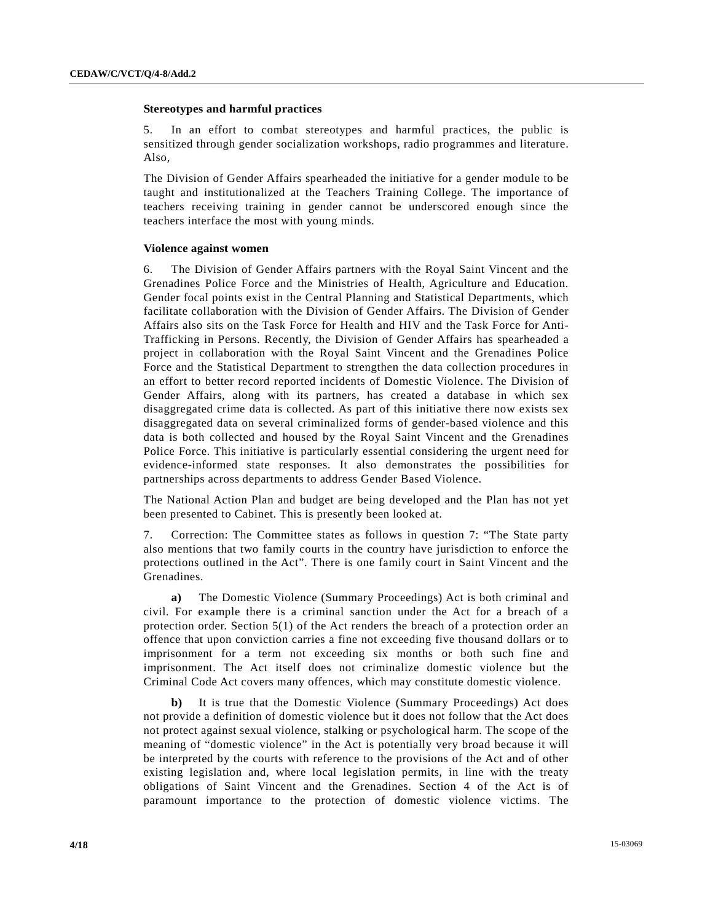### Stereotypes and harmful practices

5. In an effort to combat stereotypes and harmful practices, the public is sensitized through gender socialization workshops, radio programmes and literature. Also,

The Division of Gender Affairs spearheaded the initiative for a gender module to be taught and institutionalized at the Teachers Training College. The importance of teachers receiving training in gender cannot be underscored enough since the teachers interface the most with young minds.

### Violence against women

6. The Division of Gender Affairs partners with the Royal Saint Vincent and the Grenadines Police Force and the Ministries of Health, Agriculture and Education. Gender focal points exist in the Central Planning and Statistical Departments, which facilitate collaboration with the Division of Gender Affairs. The Division of Gender Affairs also sits on the Task Force for Health and HIV and the Task Force for Anti-Trafficking in Persons. Recently, the Division of Gender Affairs has spearheaded a project in collaboration with the Royal Saint Vincent and the Grenadines Police Force and the Statistical Department to strengthen the data collection procedures in an effort to better record reported incidents of Domestic Violence. The Division of Gender Affairs, along with its partners, has created a database in which sex disaggregated crime data is collected. As part of this initiative there now exists sex disaggregated data on several criminalized forms of gender-based violence and this data is both collected and housed by the Royal Saint Vincent and the Grenadines Police Force. This initiative is particularly essential considering the urgent need for evidence-informed state responses. It also demonstrates the possibilities for partnerships across departments to address Gender Based Violence.

The National Action Plan and budget are being developed and the Plan has not yet been presented to Cabinet. This is presently been looked at.

7. Correction: The Committee states as follows in question 7: "The State party also mentions that two family courts in the country have jurisdiction to enforce the protections outlined in the Act". There is one family court in Saint Vincent and the Grenadines.

**a)** The Domestic Violence (Summary Proceedings) Act is both criminal and civil. For example there is a criminal sanction under the Act for a breach of a protection order. Section 5(1) of the Act renders the breach of a protection order an offence that upon conviction carries a fine not exceeding five thousand dollars or to imprisonment for a term not exceeding six months or both such fine and imprisonment. The Act itself does not criminalize domestic violence but the Criminal Code Act covers many offences, which may constitute domestic violence.

**b)** It is true that the Domestic Violence (Summary Proceedings) Act does not provide a definition of domestic violence but it does not follow that the Act does not protect against sexual violence, stalking or psychological harm. The scope of the meaning of "domestic violence" in the Act is potentially very broad because it will be interpreted by the courts with reference to the provisions of the Act and of other existing legislation and, where local legislation permits, in line with the treaty obligations of Saint Vincent and the Grenadines. Section 4 of the Act is of paramount importance to the protection of domestic violence victims. The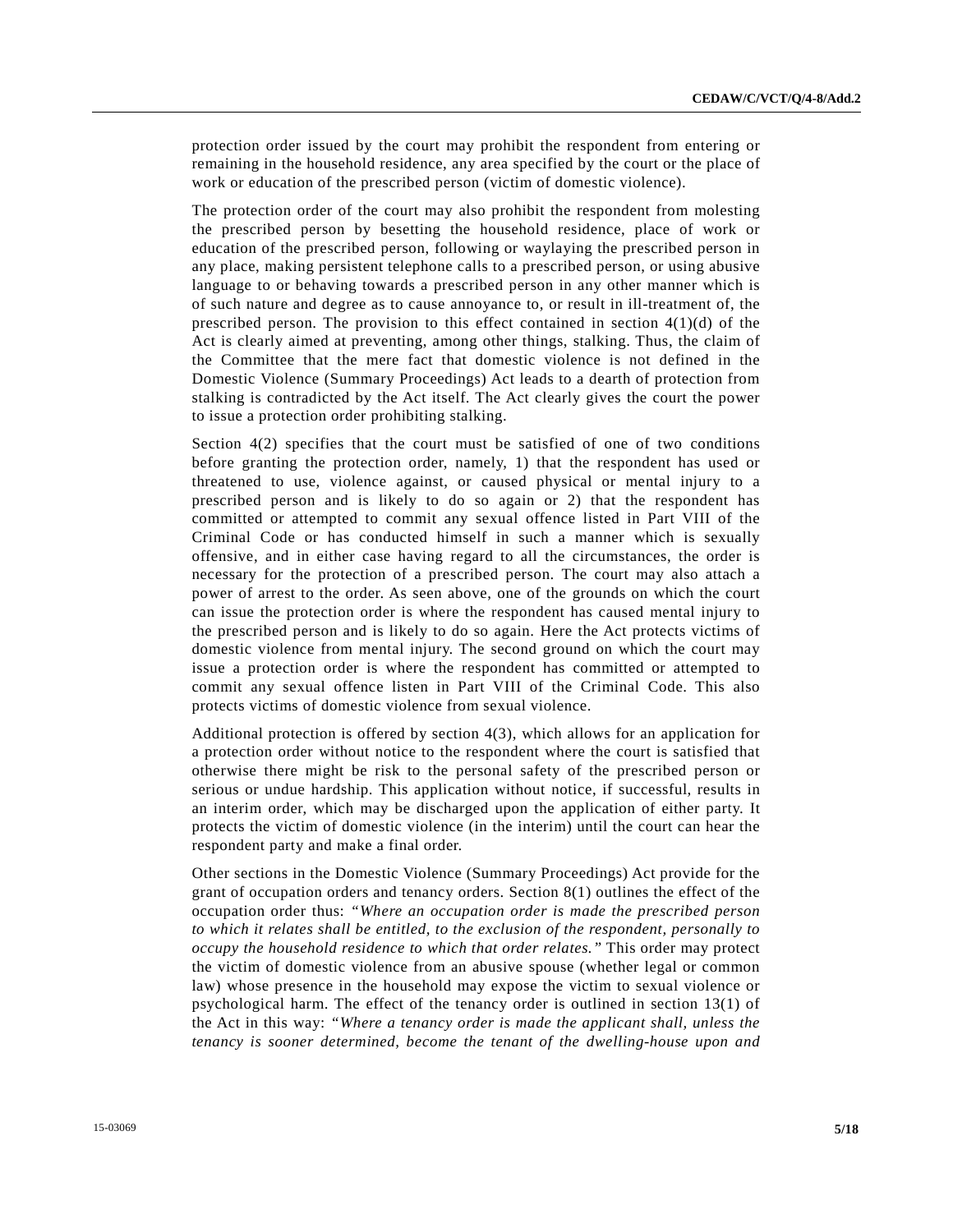protection order issued by the court may prohibit the respondent from entering or remaining in the household residence, any area specified by the court or the place of work or education of the prescribed person (victim of domestic violence).

The protection order of the court may also prohibit the respondent from molesting the prescribed person by besetting the household residence, place of work or education of the prescribed person, following or waylaying the prescribed person in any place, making persistent telephone calls to a prescribed person, or using abusive language to or behaving towards a prescribed person in any other manner which is of such nature and degree as to cause annoyance to, or result in ill-treatment of, the prescribed person. The provision to this effect contained in section 4(1)(d) of the Act is clearly aimed at preventing, among other things, stalking. Thus, the claim of the Committee that the mere fact that domestic violence is not defined in the Domestic Violence (Summary Proceedings) Act leads to a dearth of protection from stalking is contradicted by the Act itself. The Act clearly gives the court the power to issue a protection order prohibiting stalking.

Section 4(2) specifies that the court must be satisfied of one of two conditions before granting the protection order, namely, 1) that the respondent has used or threatened to use, violence against, or caused physical or mental injury to a prescribed person and is likely to do so again or 2) that the respondent has committed or attempted to commit any sexual offence listed in Part VIII of the Criminal Code or has conducted himself in such a manner which is sexually offensive, and in either case having regard to all the circumstances, the order is necessary for the protection of a prescribed person. The court may also attach a power of arrest to the order. As seen above, one of the grounds on which the court can issue the protection order is where the respondent has caused mental injury to the prescribed person and is likely to do so again. Here the Act protects victims of domestic violence from mental injury. The second ground on which the court may issue a protection order is where the respondent has committed or attempted to commit any sexual offence listen in Part VIII of the Criminal Code. This also protects victims of domestic violence from sexual violence.

Additional protection is offered by section 4(3), which allows for an application for a protection order without notice to the respondent where the court is satisfied that otherwise there might be risk to the personal safety of the prescribed person or serious or undue hardship. This application without notice, if successful, results in an interim order, which may be discharged upon the application of either party. It protects the victim of domestic violence (in the interim) until the court can hear the respondent party and make a final order.

Other sections in the Domestic Violence (Summary Proceedings) Act provide for the grant of occupation orders and tenancy orders. Section 8(1) outlines the effect of the occupation order thus: *"Where an occupation order is made the prescribed person to which it relates shall be entitled, to the exclusion of the respondent, personally to occupy the household residence to which that order relates."* This order may protect the victim of domestic violence from an abusive spouse (whether legal or common law) whose presence in the household may expose the victim to sexual violence or psychological harm. The effect of the tenancy order is outlined in section 13(1) of the Act in this way: *"Where a tenancy order is made the applicant shall, unless the tenancy is sooner determined, become the tenant of the dwelling-house upon and*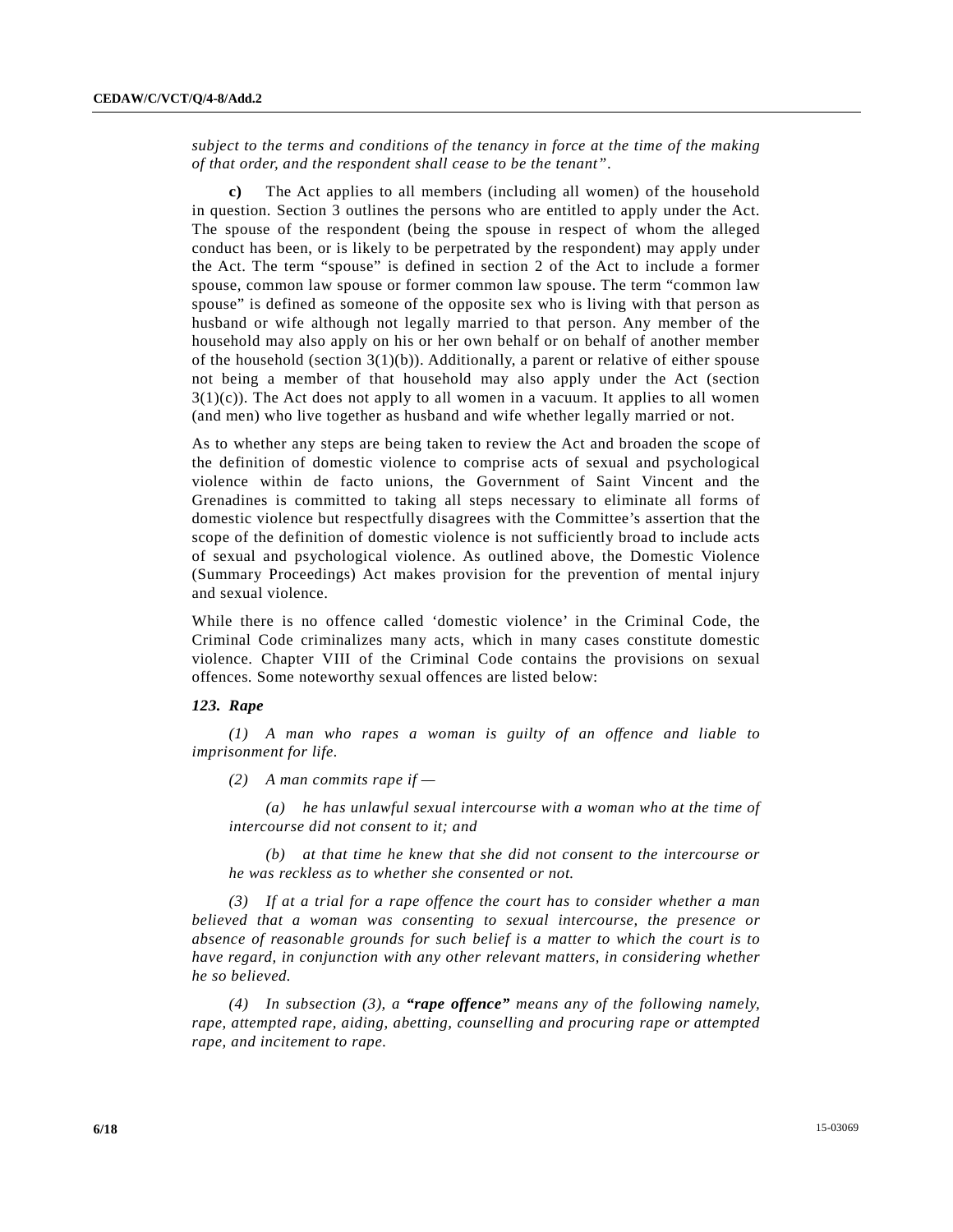*subject to the terms and conditions of the tenancy in force at the time of the making of that order, and the respondent shall cease to be the tenant".*

**c)** The Act applies to all members (including all women) of the household in question. Section 3 outlines the persons who are entitled to apply under the Act. The spouse of the respondent (being the spouse in respect of whom the alleged conduct has been, or is likely to be perpetrated by the respondent) may apply under the Act. The term "spouse" is defined in section 2 of the Act to include a former spouse, common law spouse or former common law spouse. The term "common law spouse" is defined as someone of the opposite sex who is living with that person as husband or wife although not legally married to that person. Any member of the household may also apply on his or her own behalf or on behalf of another member of the household (section 3(1)(b)). Additionally, a parent or relative of either spouse not being a member of that household may also apply under the Act (section 3(1)(c)). The Act does not apply to all women in a vacuum. It applies to all women (and men) who live together as husband and wife whether legally married or not.

As to whether any steps are being taken to review the Act and broaden the scope of the definition of domestic violence to comprise acts of sexual and psychological violence within de facto unions, the Government of Saint Vincent and the Grenadines is committed to taking all steps necessary to eliminate all forms of domestic violence but respectfully disagrees with the Committee's assertion that the scope of the definition of domestic violence is not sufficiently broad to include acts of sexual and psychological violence. As outlined above, the Domestic Violence (Summary Proceedings) Act makes provision for the prevention of mental injury and sexual violence.

While there is no offence called 'domestic violence' in the Criminal Code, the Criminal Code criminalizes many acts, which in many cases constitute domestic violence. Chapter VIII of the Criminal Code contains the provisions on sexual offences. Some noteworthy sexual offences are listed below:

***123. Rape***

*(1) A man who rapes a woman is guilty of an offence and liable to imprisonment for life.*

*(2) A man commits rape if —*

*(a) he has unlawful sexual intercourse with a woman who at the time of intercourse did not consent to it; and*

*(b) at that time he knew that she did not consent to the intercourse or he was reckless as to whether she consented or not.*

*(3) If at a trial for a rape offence the court has to consider whether a man believed that a woman was consenting to sexual intercourse, the presence or absence of reasonable grounds for such belief is a matter to which the court is to have regard, in conjunction with any other relevant matters, in considering whether he so believed.*

*(4) In subsection (3), a* ***"rape offence"*** *means any of the following namely, rape, attempted rape, aiding, abetting, counselling and procuring rape or attempted rape, and incitement to rape.*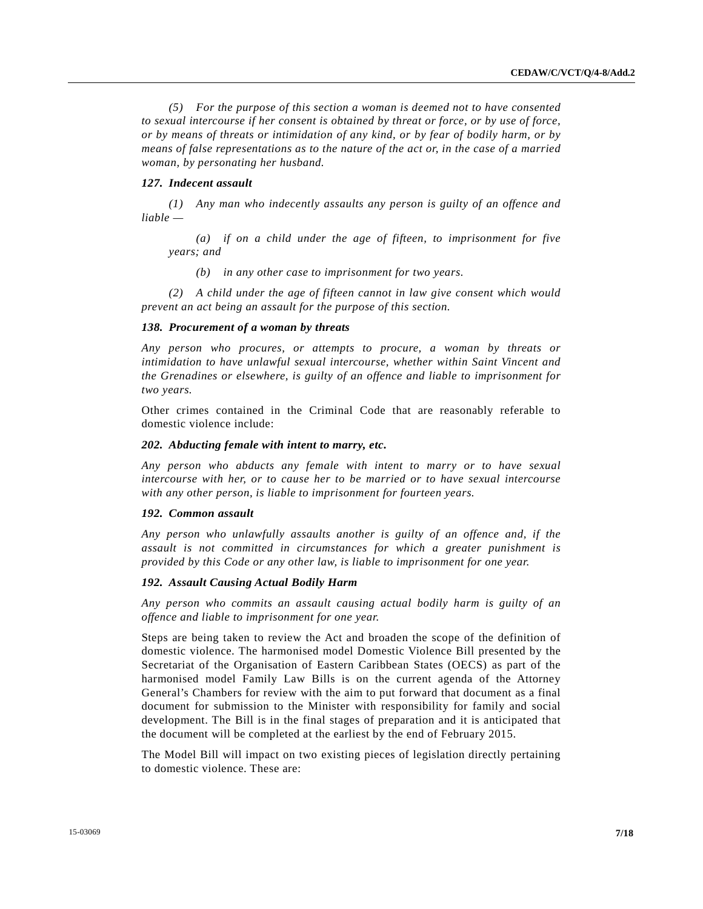*(5) For the purpose of this section a woman is deemed not to have consented to sexual intercourse if her consent is obtained by threat or force, or by use of force, or by means of threats or intimidation of any kind, or by fear of bodily harm, or by means of false representations as to the nature of the act or, in the case of a married woman, by personating her husband.*

***127. Indecent assault***

*(1) Any man who indecently assaults any person is guilty of an offence and liable —*

*(a) if on a child under the age of fifteen, to imprisonment for five years; and*

*(b) in any other case to imprisonment for two years.*

*(2) A child under the age of fifteen cannot in law give consent which would prevent an act being an assault for the purpose of this section.*

***138. Procurement of a woman by threats***

*Any person who procures, or attempts to procure, a woman by threats or intimidation to have unlawful sexual intercourse, whether within Saint Vincent and the Grenadines or elsewhere, is guilty of an offence and liable to imprisonment for two years.*

Other crimes contained in the Criminal Code that are reasonably referable to domestic violence include:

***202. Abducting female with intent to marry, etc.***

*Any person who abducts any female with intent to marry or to have sexual intercourse with her, or to cause her to be married or to have sexual intercourse with any other person, is liable to imprisonment for fourteen years.*

***192. Common assault***

*Any person who unlawfully assaults another is guilty of an offence and, if the assault is not committed in circumstances for which a greater punishment is provided by this Code or any other law, is liable to imprisonment for one year.*

***192. Assault Causing Actual Bodily Harm***

*Any person who commits an assault causing actual bodily harm is guilty of an offence and liable to imprisonment for one year.*

Steps are being taken to review the Act and broaden the scope of the definition of domestic violence. The harmonised model Domestic Violence Bill presented by the Secretariat of the Organisation of Eastern Caribbean States (OECS) as part of the harmonised model Family Law Bills is on the current agenda of the Attorney General's Chambers for review with the aim to put forward that document as a final document for submission to the Minister with responsibility for family and social development. The Bill is in the final stages of preparation and it is anticipated that the document will be completed at the earliest by the end of February 2015.

The Model Bill will impact on two existing pieces of legislation directly pertaining to domestic violence. These are: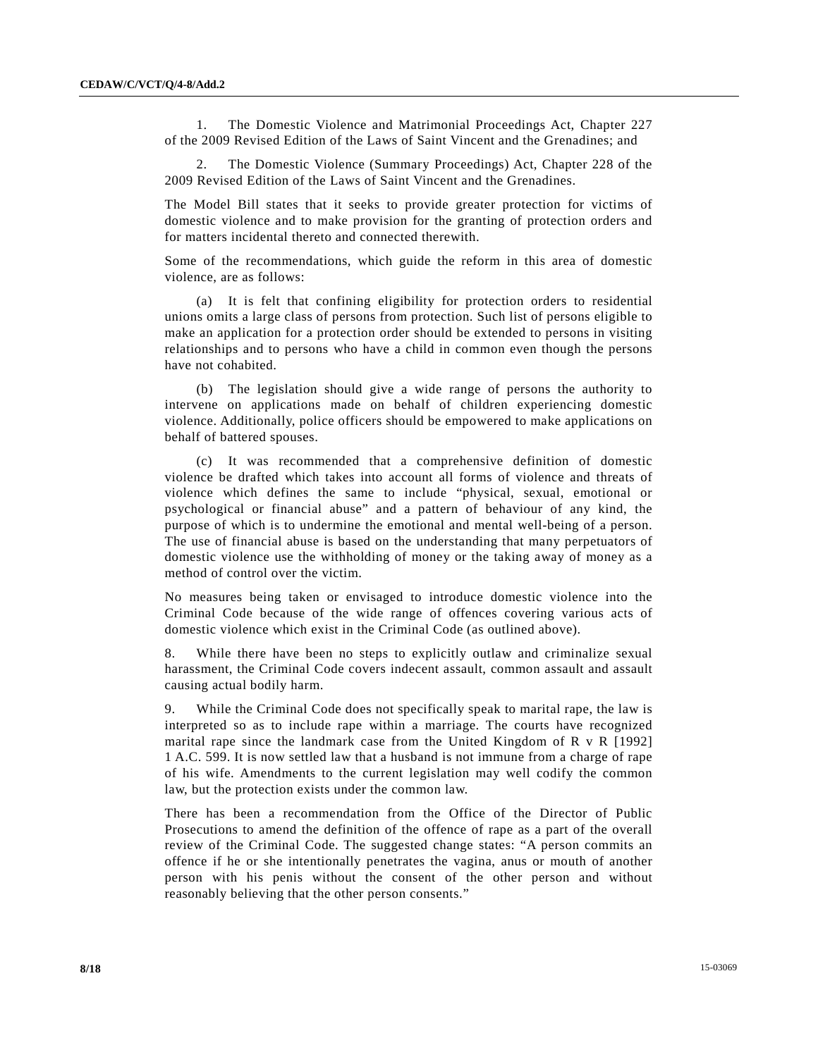1. The Domestic Violence and Matrimonial Proceedings Act, Chapter 227 of the 2009 Revised Edition of the Laws of Saint Vincent and the Grenadines; and

2. The Domestic Violence (Summary Proceedings) Act, Chapter 228 of the 2009 Revised Edition of the Laws of Saint Vincent and the Grenadines.

The Model Bill states that it seeks to provide greater protection for victims of domestic violence and to make provision for the granting of protection orders and for matters incidental thereto and connected therewith.

Some of the recommendations, which guide the reform in this area of domestic violence, are as follows:

(a) It is felt that confining eligibility for protection orders to residential unions omits a large class of persons from protection. Such list of persons eligible to make an application for a protection order should be extended to persons in visiting relationships and to persons who have a child in common even though the persons have not cohabited.

(b) The legislation should give a wide range of persons the authority to intervene on applications made on behalf of children experiencing domestic violence. Additionally, police officers should be empowered to make applications on behalf of battered spouses.

(c) It was recommended that a comprehensive definition of domestic violence be drafted which takes into account all forms of violence and threats of violence which defines the same to include "physical, sexual, emotional or psychological or financial abuse" and a pattern of behaviour of any kind, the purpose of which is to undermine the emotional and mental well-being of a person. The use of financial abuse is based on the understanding that many perpetuators of domestic violence use the withholding of money or the taking away of money as a method of control over the victim.

No measures being taken or envisaged to introduce domestic violence into the Criminal Code because of the wide range of offences covering various acts of domestic violence which exist in the Criminal Code (as outlined above).

8. While there have been no steps to explicitly outlaw and criminalize sexual harassment, the Criminal Code covers indecent assault, common assault and assault causing actual bodily harm.

9. While the Criminal Code does not specifically speak to marital rape, the law is interpreted so as to include rape within a marriage. The courts have recognized marital rape since the landmark case from the United Kingdom of R v R [1992] 1 A.C. 599. It is now settled law that a husband is not immune from a charge of rape of his wife. Amendments to the current legislation may well codify the common law, but the protection exists under the common law.

There has been a recommendation from the Office of the Director of Public Prosecutions to amend the definition of the offence of rape as a part of the overall review of the Criminal Code. The suggested change states: "A person commits an offence if he or she intentionally penetrates the vagina, anus or mouth of another person with his penis without the consent of the other person and without reasonably believing that the other person consents."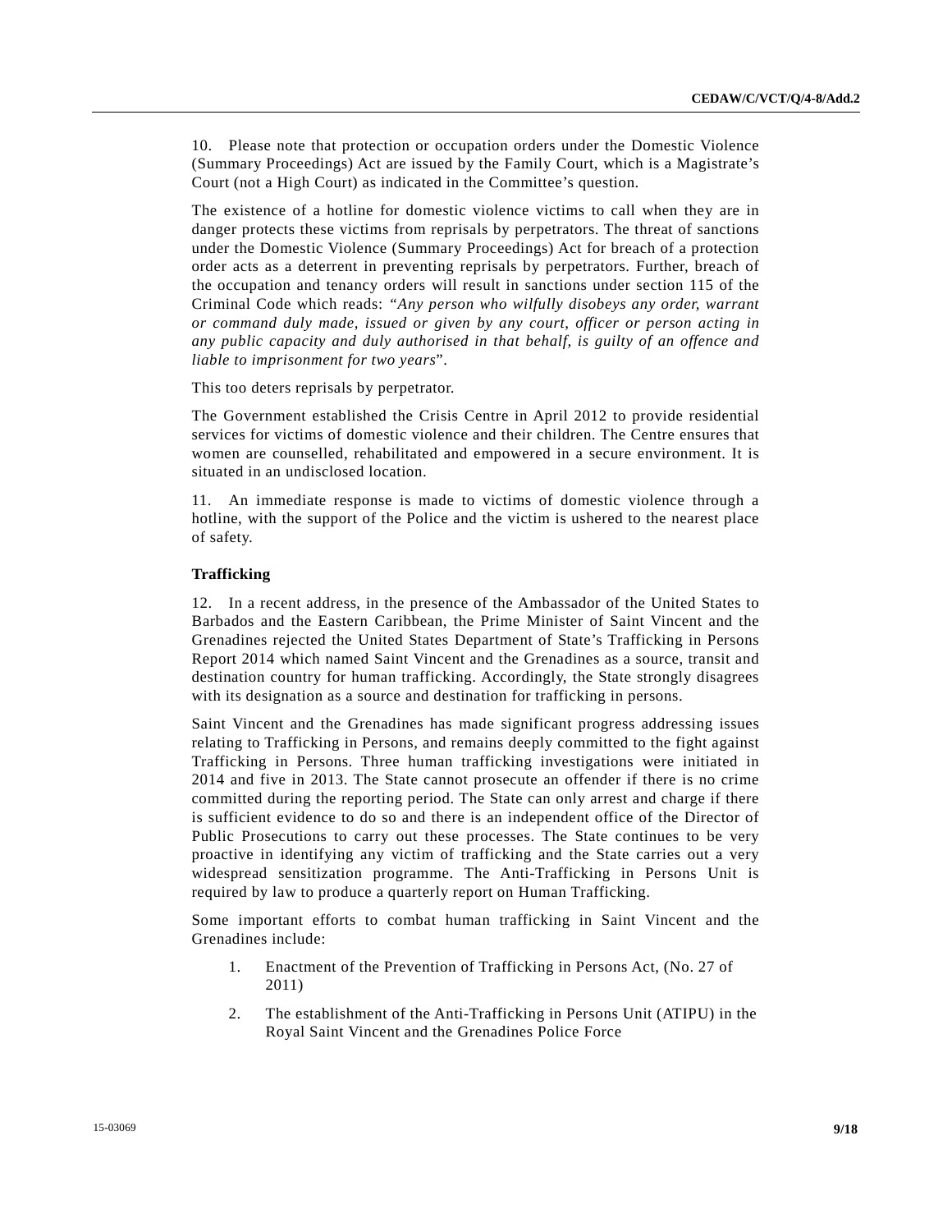10. Please note that protection or occupation orders under the Domestic Violence (Summary Proceedings) Act are issued by the Family Court, which is a Magistrate's Court (not a High Court) as indicated in the Committee's question.

The existence of a hotline for domestic violence victims to call when they are in danger protects these victims from reprisals by perpetrators. The threat of sanctions under the Domestic Violence (Summary Proceedings) Act for breach of a protection order acts as a deterrent in preventing reprisals by perpetrators. Further, breach of the occupation and tenancy orders will result in sanctions under section 115 of the Criminal Code which reads: *"Any person who wilfully disobeys any order, warrant or command duly made, issued or given by any court, officer or person acting in any public capacity and duly authorised in that behalf, is guilty of an offence and liable to imprisonment for two years*".

This too deters reprisals by perpetrator.

The Government established the Crisis Centre in April 2012 to provide residential services for victims of domestic violence and their children. The Centre ensures that women are counselled, rehabilitated and empowered in a secure environment. It is situated in an undisclosed location.

11. An immediate response is made to victims of domestic violence through a hotline, with the support of the Police and the victim is ushered to the nearest place of safety.

**Trafficking**

12. In a recent address, in the presence of the Ambassador of the United States to Barbados and the Eastern Caribbean, the Prime Minister of Saint Vincent and the Grenadines rejected the United States Department of State's Trafficking in Persons Report 2014 which named Saint Vincent and the Grenadines as a source, transit and destination country for human trafficking. Accordingly, the State strongly disagrees with its designation as a source and destination for trafficking in persons.

Saint Vincent and the Grenadines has made significant progress addressing issues relating to Trafficking in Persons, and remains deeply committed to the fight against Trafficking in Persons. Three human trafficking investigations were initiated in 2014 and five in 2013. The State cannot prosecute an offender if there is no crime committed during the reporting period. The State can only arrest and charge if there is sufficient evidence to do so and there is an independent office of the Director of Public Prosecutions to carry out these processes. The State continues to be very proactive in identifying any victim of trafficking and the State carries out a very widespread sensitization programme. The Anti-Trafficking in Persons Unit is required by law to produce a quarterly report on Human Trafficking.

Some important efforts to combat human trafficking in Saint Vincent and the Grenadines include:

1. Enactment of the Prevention of Trafficking in Persons Act, (No. 27 of 2011)
2. The establishment of the Anti-Trafficking in Persons Unit (ATIPU) in the Royal Saint Vincent and the Grenadines Police Force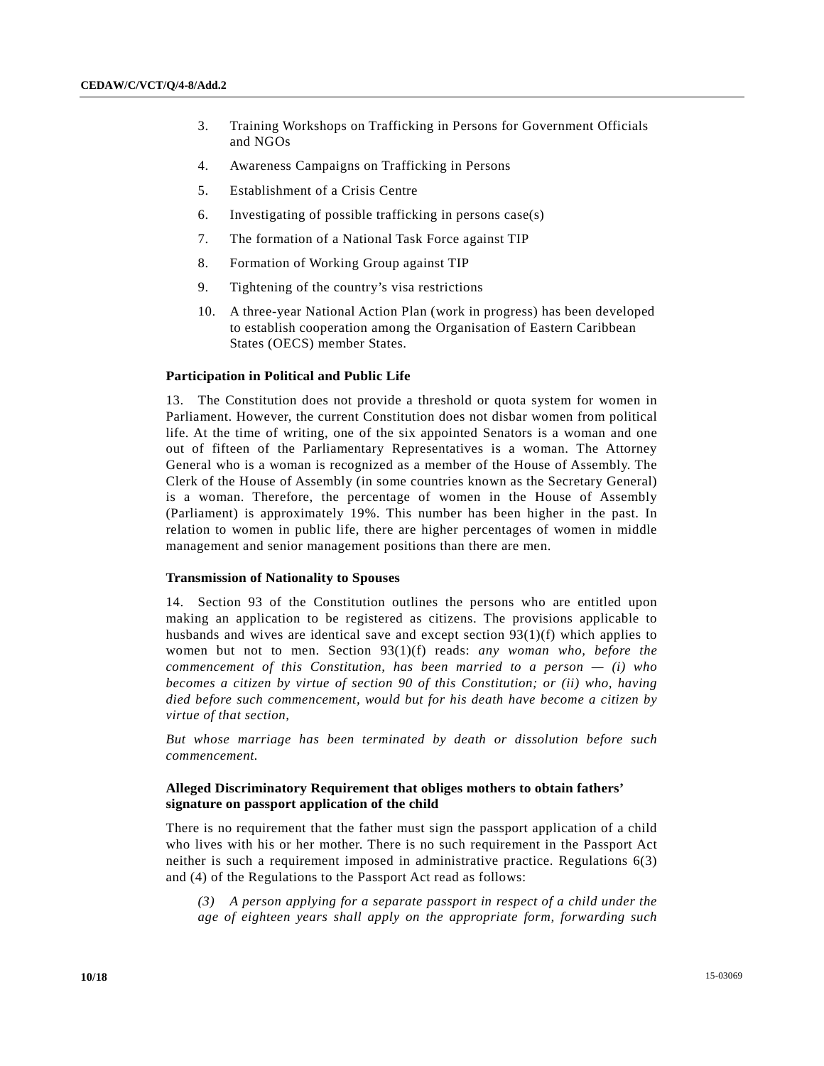3. Training Workshops on Trafficking in Persons for Government Officials and NGOs

4. Awareness Campaigns on Trafficking in Persons

5. Establishment of a Crisis Centre

6. Investigating of possible trafficking in persons case(s)

7. The formation of a National Task Force against TIP

8. Formation of Working Group against TIP

9. Tightening of the country's visa restrictions

10. A three-year National Action Plan (work in progress) has been developed to establish cooperation among the Organisation of Eastern Caribbean States (OECS) member States.

**Participation in Political and Public Life**

13. The Constitution does not provide a threshold or quota system for women in Parliament. However, the current Constitution does not disbar women from political life. At the time of writing, one of the six appointed Senators is a woman and one out of fifteen of the Parliamentary Representatives is a woman. The Attorney General who is a woman is recognized as a member of the House of Assembly. The Clerk of the House of Assembly (in some countries known as the Secretary General) is a woman. Therefore, the percentage of women in the House of Assembly (Parliament) is approximately 19%. This number has been higher in the past. In relation to women in public life, there are higher percentages of women in middle management and senior management positions than there are men.

**Transmission of Nationality to Spouses**

14. Section 93 of the Constitution outlines the persons who are entitled upon making an application to be registered as citizens. The provisions applicable to husbands and wives are identical save and except section 93(1)(f) which applies to women but not to men. Section 93(1)(f) reads: *any woman who, before the commencement of this Constitution, has been married to a person — (i) who becomes a citizen by virtue of section 90 of this Constitution; or (ii) who, having died before such commencement, would but for his death have become a citizen by virtue of that section,*

*But whose marriage has been terminated by death or dissolution before such commencement.*

**Alleged Discriminatory Requirement that obliges mothers to obtain fathers' signature on passport application of the child**

There is no requirement that the father must sign the passport application of a child who lives with his or her mother. There is no such requirement in the Passport Act neither is such a requirement imposed in administrative practice. Regulations 6(3) and (4) of the Regulations to the Passport Act read as follows:

*(3) A person applying for a separate passport in respect of a child under the age of eighteen years shall apply on the appropriate form, forwarding such*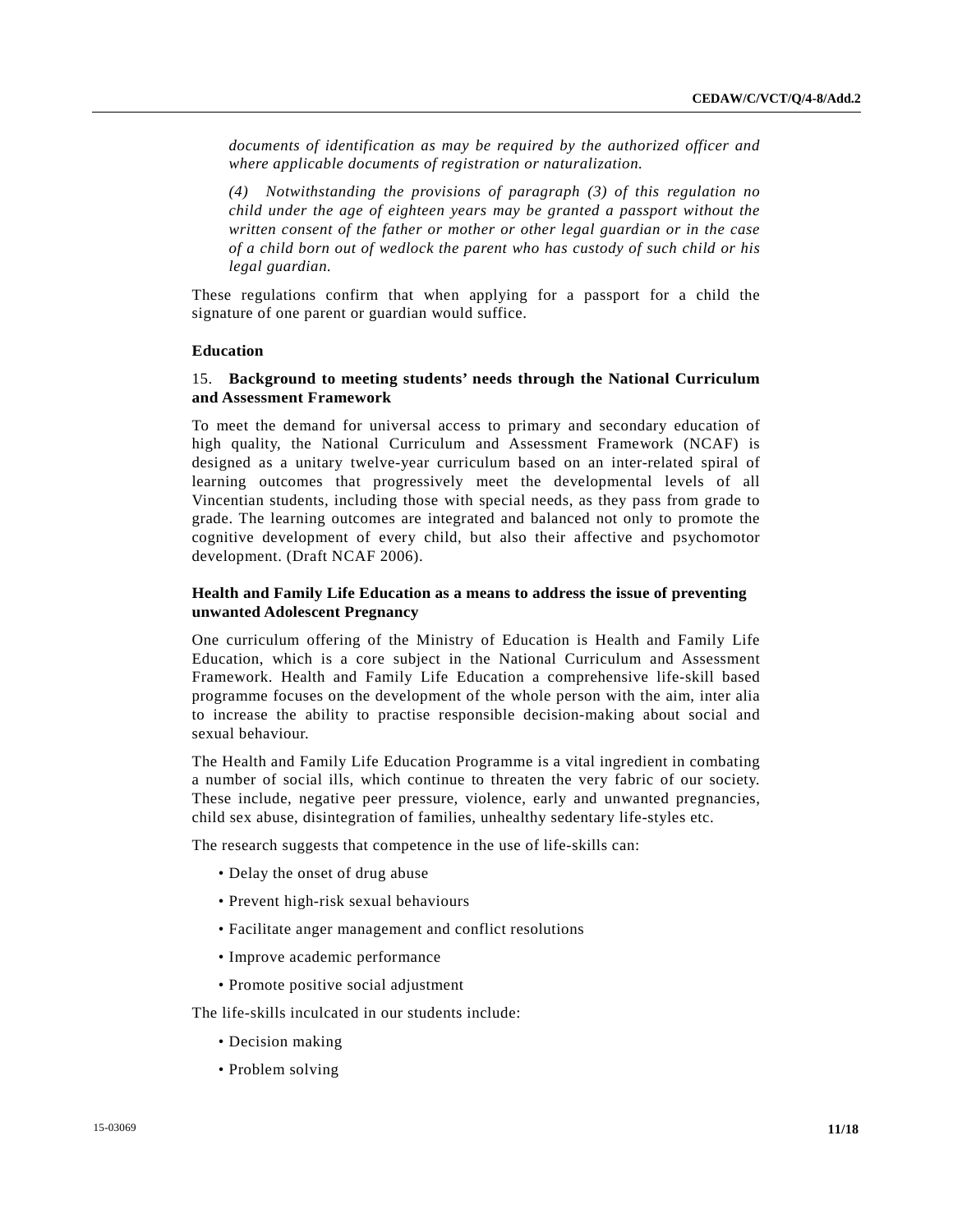*documents of identification as may be required by the authorized officer and where applicable documents of registration or naturalization.*

*(4) Notwithstanding the provisions of paragraph (3) of this regulation no child under the age of eighteen years may be granted a passport without the written consent of the father or mother or other legal guardian or in the case of a child born out of wedlock the parent who has custody of such child or his legal guardian.*

These regulations confirm that when applying for a passport for a child the signature of one parent or guardian would suffice.

**Education**

15. **Background to meeting students' needs through the National Curriculum and Assessment Framework**

To meet the demand for universal access to primary and secondary education of high quality, the National Curriculum and Assessment Framework (NCAF) is designed as a unitary twelve-year curriculum based on an inter-related spiral of learning outcomes that progressively meet the developmental levels of all Vincentian students, including those with special needs, as they pass from grade to grade. The learning outcomes are integrated and balanced not only to promote the cognitive development of every child, but also their affective and psychomotor development. (Draft NCAF 2006).

**Health and Family Life Education as a means to address the issue of preventing unwanted Adolescent Pregnancy**

One curriculum offering of the Ministry of Education is Health and Family Life Education, which is a core subject in the National Curriculum and Assessment Framework. Health and Family Life Education a comprehensive life-skill based programme focuses on the development of the whole person with the aim, inter alia to increase the ability to practise responsible decision-making about social and sexual behaviour.

The Health and Family Life Education Programme is a vital ingredient in combating a number of social ills, which continue to threaten the very fabric of our society. These include, negative peer pressure, violence, early and unwanted pregnancies, child sex abuse, disintegration of families, unhealthy sedentary life-styles etc.

The research suggests that competence in the use of life-skills can:

- Delay the onset of drug abuse
- Prevent high-risk sexual behaviours
- Facilitate anger management and conflict resolutions
- Improve academic performance
- Promote positive social adjustment

The life-skills inculcated in our students include:

- Decision making
- Problem solving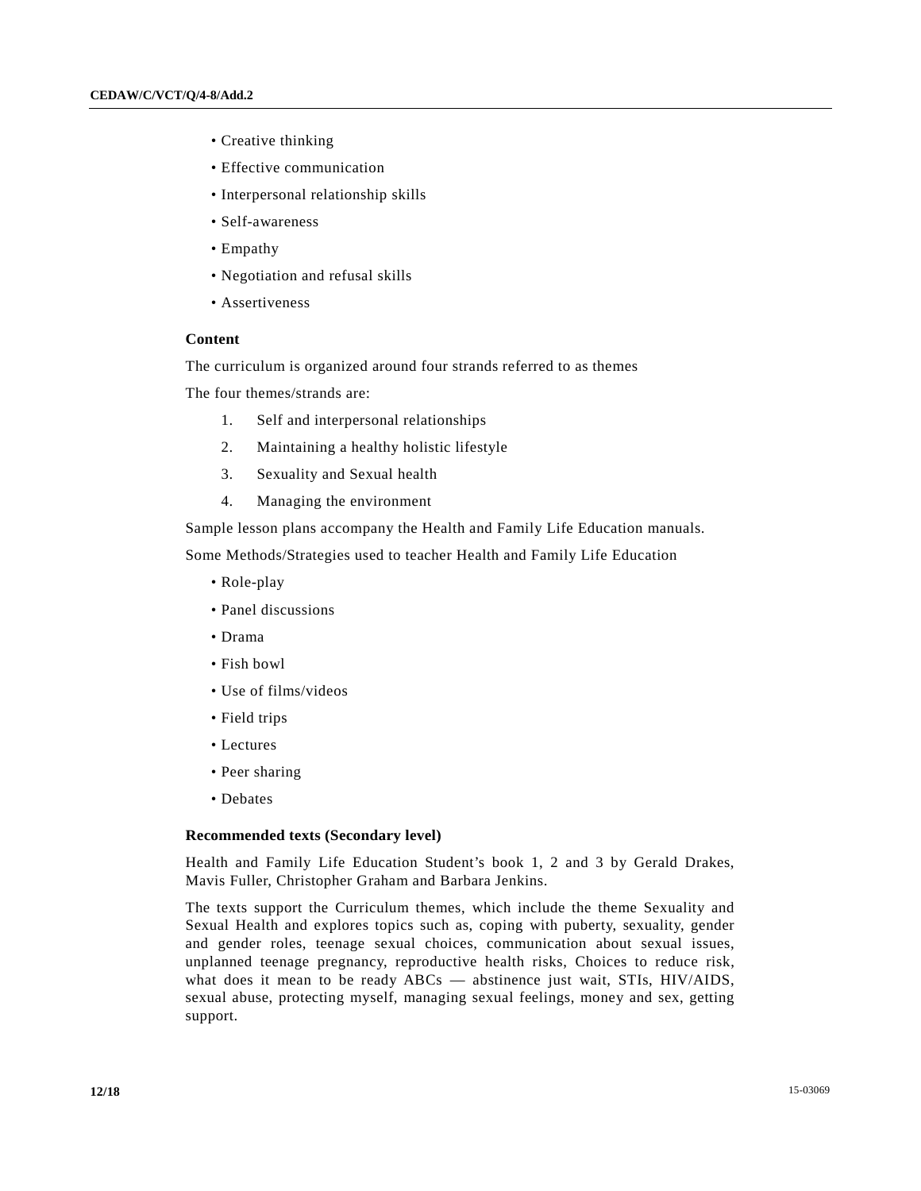- Creative thinking
- Effective communication
- Interpersonal relationship skills
- Self-awareness
- Empathy
- Negotiation and refusal skills
- Assertiveness

**Content**

The curriculum is organized around four strands referred to as themes

The four themes/strands are:

1. Self and interpersonal relationships
2. Maintaining a healthy holistic lifestyle
3. Sexuality and Sexual health
4. Managing the environment

Sample lesson plans accompany the Health and Family Life Education manuals.

Some Methods/Strategies used to teacher Health and Family Life Education

- Role-play
- Panel discussions
- Drama
- Fish bowl
- Use of films/videos
- Field trips
- Lectures
- Peer sharing
- Debates

**Recommended texts (Secondary level)**

Health and Family Life Education Student's book 1, 2 and 3 by Gerald Drakes, Mavis Fuller, Christopher Graham and Barbara Jenkins.

The texts support the Curriculum themes, which include the theme Sexuality and Sexual Health and explores topics such as, coping with puberty, sexuality, gender and gender roles, teenage sexual choices, communication about sexual issues, unplanned teenage pregnancy, reproductive health risks, Choices to reduce risk, what does it mean to be ready ABCs — abstinence just wait, STIs, HIV/AIDS, sexual abuse, protecting myself, managing sexual feelings, money and sex, getting support.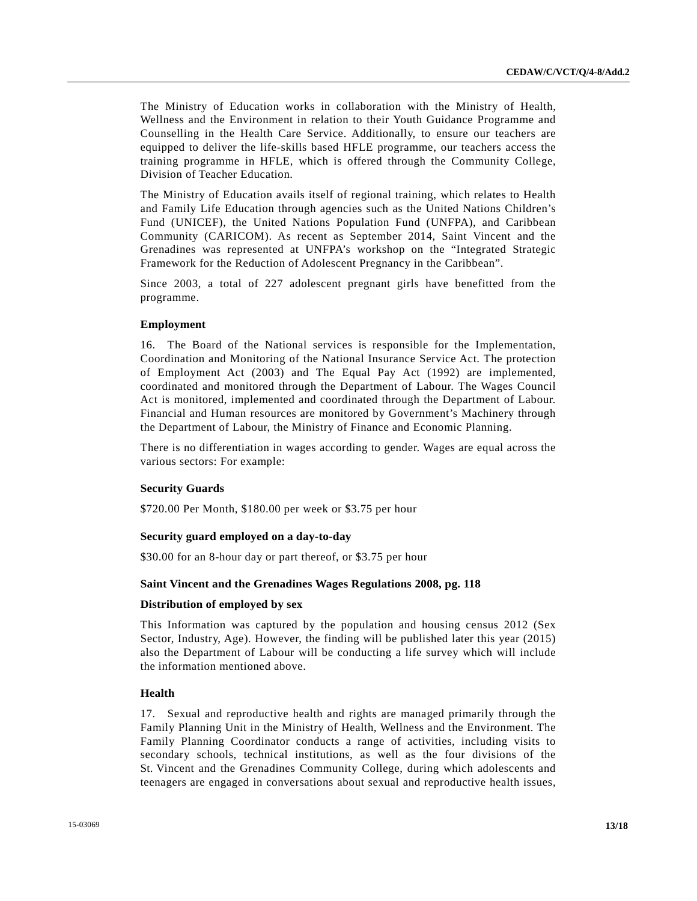The Ministry of Education works in collaboration with the Ministry of Health, Wellness and the Environment in relation to their Youth Guidance Programme and Counselling in the Health Care Service. Additionally, to ensure our teachers are equipped to deliver the life-skills based HFLE programme, our teachers access the training programme in HFLE, which is offered through the Community College, Division of Teacher Education.

The Ministry of Education avails itself of regional training, which relates to Health and Family Life Education through agencies such as the United Nations Children's Fund (UNICEF), the United Nations Population Fund (UNFPA), and Caribbean Community (CARICOM). As recent as September 2014, Saint Vincent and the Grenadines was represented at UNFPA's workshop on the "Integrated Strategic Framework for the Reduction of Adolescent Pregnancy in the Caribbean".

Since 2003, a total of 227 adolescent pregnant girls have benefitted from the programme.

**Employment**

16. The Board of the National services is responsible for the Implementation, Coordination and Monitoring of the National Insurance Service Act. The protection of Employment Act (2003) and The Equal Pay Act (1992) are implemented, coordinated and monitored through the Department of Labour. The Wages Council Act is monitored, implemented and coordinated through the Department of Labour. Financial and Human resources are monitored by Government's Machinery through the Department of Labour, the Ministry of Finance and Economic Planning.

There is no differentiation in wages according to gender. Wages are equal across the various sectors: For example:

**Security Guards**

$720.00 Per Month, $180.00 per week or $3.75 per hour

**Security guard employed on a day-to-day**

$30.00 for an 8-hour day or part thereof, or $3.75 per hour

**Saint Vincent and the Grenadines Wages Regulations 2008, pg. 118**

**Distribution of employed by sex**

This Information was captured by the population and housing census 2012 (Sex Sector, Industry, Age). However, the finding will be published later this year (2015) also the Department of Labour will be conducting a life survey which will include the information mentioned above.

**Health**

17. Sexual and reproductive health and rights are managed primarily through the Family Planning Unit in the Ministry of Health, Wellness and the Environment. The Family Planning Coordinator conducts a range of activities, including visits to secondary schools, technical institutions, as well as the four divisions of the St. Vincent and the Grenadines Community College, during which adolescents and teenagers are engaged in conversations about sexual and reproductive health issues,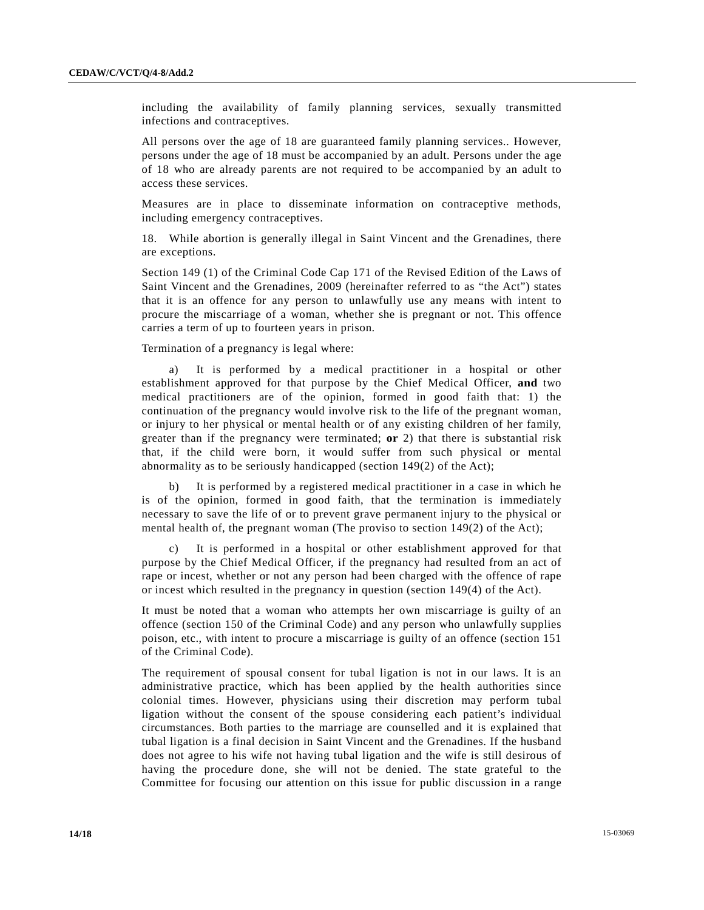including the availability of family planning services, sexually transmitted infections and contraceptives.

All persons over the age of 18 are guaranteed family planning services.. However, persons under the age of 18 must be accompanied by an adult. Persons under the age of 18 who are already parents are not required to be accompanied by an adult to access these services.

Measures are in place to disseminate information on contraceptive methods, including emergency contraceptives.

18. While abortion is generally illegal in Saint Vincent and the Grenadines, there are exceptions.

Section 149 (1) of the Criminal Code Cap 171 of the Revised Edition of the Laws of Saint Vincent and the Grenadines, 2009 (hereinafter referred to as "the Act") states that it is an offence for any person to unlawfully use any means with intent to procure the miscarriage of a woman, whether she is pregnant or not. This offence carries a term of up to fourteen years in prison.

Termination of a pregnancy is legal where:

a) It is performed by a medical practitioner in a hospital or other establishment approved for that purpose by the Chief Medical Officer, **and** two medical practitioners are of the opinion, formed in good faith that: 1) the continuation of the pregnancy would involve risk to the life of the pregnant woman, or injury to her physical or mental health or of any existing children of her family, greater than if the pregnancy were terminated; **or** 2) that there is substantial risk that, if the child were born, it would suffer from such physical or mental abnormality as to be seriously handicapped (section 149(2) of the Act);

b) It is performed by a registered medical practitioner in a case in which he is of the opinion, formed in good faith, that the termination is immediately necessary to save the life of or to prevent grave permanent injury to the physical or mental health of, the pregnant woman (The proviso to section 149(2) of the Act);

c) It is performed in a hospital or other establishment approved for that purpose by the Chief Medical Officer, if the pregnancy had resulted from an act of rape or incest, whether or not any person had been charged with the offence of rape or incest which resulted in the pregnancy in question (section 149(4) of the Act).

It must be noted that a woman who attempts her own miscarriage is guilty of an offence (section 150 of the Criminal Code) and any person who unlawfully supplies poison, etc., with intent to procure a miscarriage is guilty of an offence (section 151 of the Criminal Code).

The requirement of spousal consent for tubal ligation is not in our laws. It is an administrative practice, which has been applied by the health authorities since colonial times. However, physicians using their discretion may perform tubal ligation without the consent of the spouse considering each patient's individual circumstances. Both parties to the marriage are counselled and it is explained that tubal ligation is a final decision in Saint Vincent and the Grenadines. If the husband does not agree to his wife not having tubal ligation and the wife is still desirous of having the procedure done, she will not be denied. The state grateful to the Committee for focusing our attention on this issue for public discussion in a range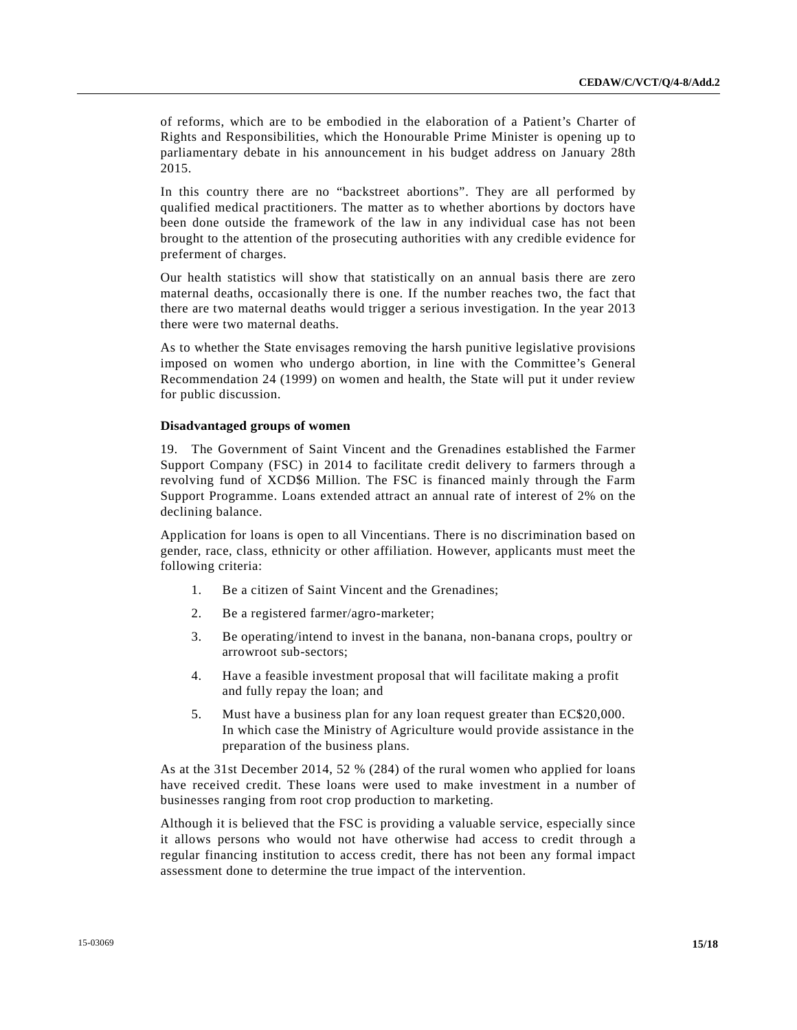of reforms, which are to be embodied in the elaboration of a Patient's Charter of Rights and Responsibilities, which the Honourable Prime Minister is opening up to parliamentary debate in his announcement in his budget address on January 28th 2015.

In this country there are no "backstreet abortions". They are all performed by qualified medical practitioners. The matter as to whether abortions by doctors have been done outside the framework of the law in any individual case has not been brought to the attention of the prosecuting authorities with any credible evidence for preferment of charges.

Our health statistics will show that statistically on an annual basis there are zero maternal deaths, occasionally there is one. If the number reaches two, the fact that there are two maternal deaths would trigger a serious investigation. In the year 2013 there were two maternal deaths.

As to whether the State envisages removing the harsh punitive legislative provisions imposed on women who undergo abortion, in line with the Committee's General Recommendation 24 (1999) on women and health, the State will put it under review for public discussion.

**Disadvantaged groups of women**

19. The Government of Saint Vincent and the Grenadines established the Farmer Support Company (FSC) in 2014 to facilitate credit delivery to farmers through a revolving fund of XCD$6 Million. The FSC is financed mainly through the Farm Support Programme. Loans extended attract an annual rate of interest of 2% on the declining balance.

Application for loans is open to all Vincentians. There is no discrimination based on gender, race, class, ethnicity or other affiliation. However, applicants must meet the following criteria:

1. Be a citizen of Saint Vincent and the Grenadines;
2. Be a registered farmer/agro-marketer;
3. Be operating/intend to invest in the banana, non-banana crops, poultry or arrowroot sub-sectors;
4. Have a feasible investment proposal that will facilitate making a profit and fully repay the loan; and
5. Must have a business plan for any loan request greater than EC$20,000. In which case the Ministry of Agriculture would provide assistance in the preparation of the business plans.

As at the 31st December 2014, 52 % (284) of the rural women who applied for loans have received credit. These loans were used to make investment in a number of businesses ranging from root crop production to marketing.

Although it is believed that the FSC is providing a valuable service, especially since it allows persons who would not have otherwise had access to credit through a regular financing institution to access credit, there has not been any formal impact assessment done to determine the true impact of the intervention.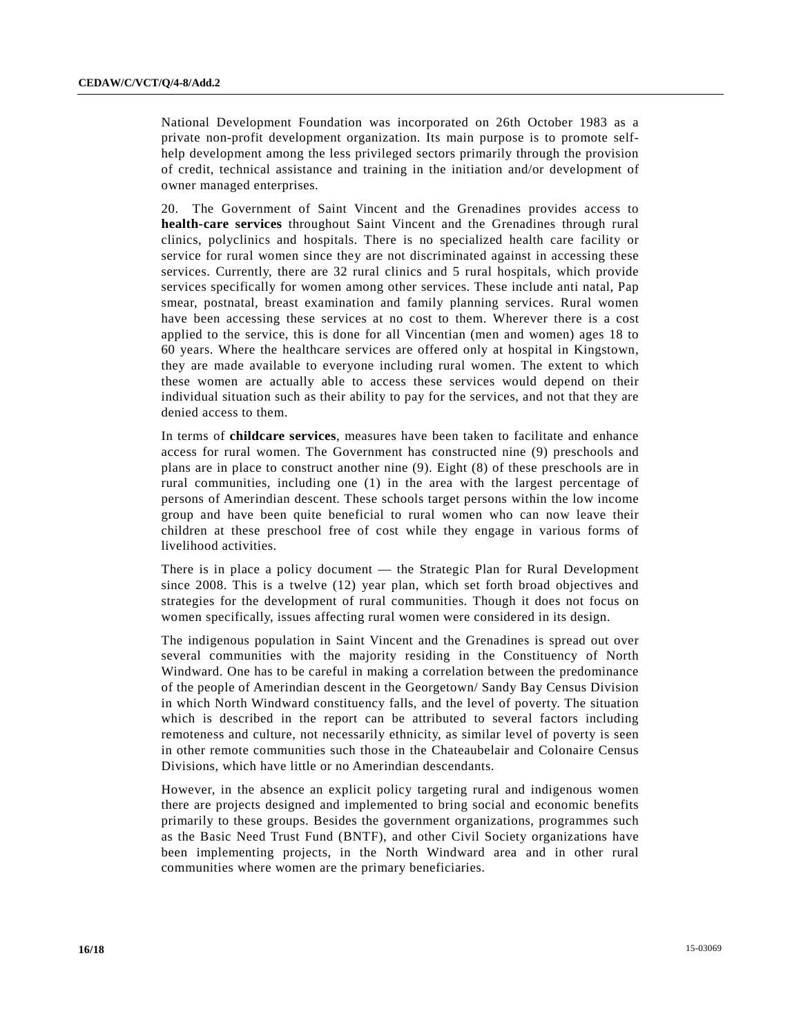National Development Foundation was incorporated on 26th October 1983 as a private non-profit development organization. Its main purpose is to promote self-help development among the less privileged sectors primarily through the provision of credit, technical assistance and training in the initiation and/or development of owner managed enterprises.

20. The Government of Saint Vincent and the Grenadines provides access to **health-care services** throughout Saint Vincent and the Grenadines through rural clinics, polyclinics and hospitals. There is no specialized health care facility or service for rural women since they are not discriminated against in accessing these services. Currently, there are 32 rural clinics and 5 rural hospitals, which provide services specifically for women among other services. These include anti natal, Pap smear, postnatal, breast examination and family planning services. Rural women have been accessing these services at no cost to them. Wherever there is a cost applied to the service, this is done for all Vincentian (men and women) ages 18 to 60 years. Where the healthcare services are offered only at hospital in Kingstown, they are made available to everyone including rural women. The extent to which these women are actually able to access these services would depend on their individual situation such as their ability to pay for the services, and not that they are denied access to them.

In terms of **childcare services**, measures have been taken to facilitate and enhance access for rural women. The Government has constructed nine (9) preschools and plans are in place to construct another nine (9). Eight (8) of these preschools are in rural communities, including one (1) in the area with the largest percentage of persons of Amerindian descent. These schools target persons within the low income group and have been quite beneficial to rural women who can now leave their children at these preschool free of cost while they engage in various forms of livelihood activities.

There is in place a policy document — the Strategic Plan for Rural Development since 2008. This is a twelve (12) year plan, which set forth broad objectives and strategies for the development of rural communities. Though it does not focus on women specifically, issues affecting rural women were considered in its design.

The indigenous population in Saint Vincent and the Grenadines is spread out over several communities with the majority residing in the Constituency of North Windward. One has to be careful in making a correlation between the predominance of the people of Amerindian descent in the Georgetown/ Sandy Bay Census Division in which North Windward constituency falls, and the level of poverty. The situation which is described in the report can be attributed to several factors including remoteness and culture, not necessarily ethnicity, as similar level of poverty is seen in other remote communities such those in the Chateaubelair and Colonaire Census Divisions, which have little or no Amerindian descendants.

However, in the absence an explicit policy targeting rural and indigenous women there are projects designed and implemented to bring social and economic benefits primarily to these groups. Besides the government organizations, programmes such as the Basic Need Trust Fund (BNTF), and other Civil Society organizations have been implementing projects, in the North Windward area and in other rural communities where women are the primary beneficiaries.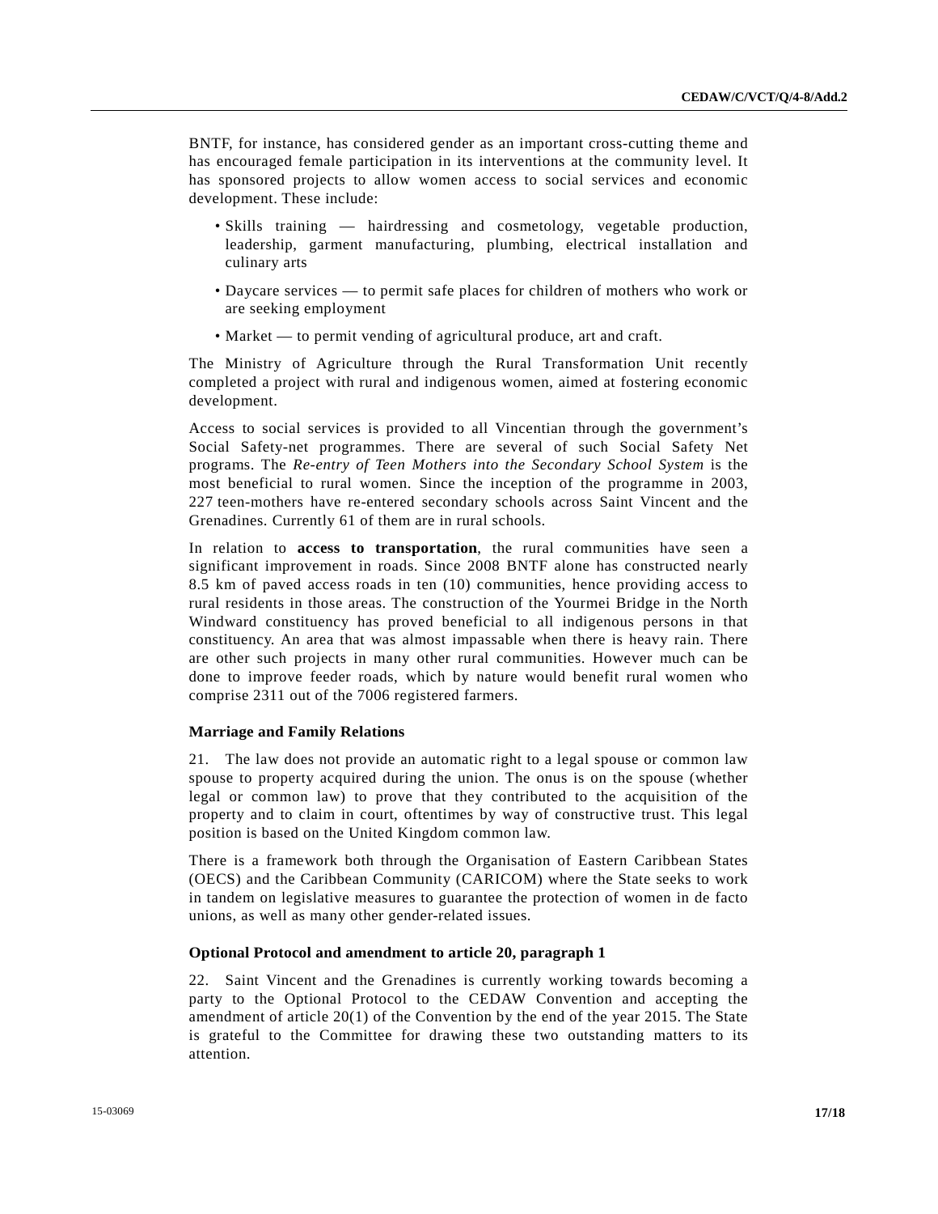BNTF, for instance, has considered gender as an important cross-cutting theme and has encouraged female participation in its interventions at the community level. It has sponsored projects to allow women access to social services and economic development. These include:

- Skills training — hairdressing and cosmetology, vegetable production, leadership, garment manufacturing, plumbing, electrical installation and culinary arts
- Daycare services — to permit safe places for children of mothers who work or are seeking employment
- Market — to permit vending of agricultural produce, art and craft.

The Ministry of Agriculture through the Rural Transformation Unit recently completed a project with rural and indigenous women, aimed at fostering economic development.

Access to social services is provided to all Vincentian through the government's Social Safety-net programmes. There are several of such Social Safety Net programs. The *Re-entry of Teen Mothers into the Secondary School System* is the most beneficial to rural women. Since the inception of the programme in 2003, 227 teen-mothers have re-entered secondary schools across Saint Vincent and the Grenadines. Currently 61 of them are in rural schools.

In relation to **access to transportation**, the rural communities have seen a significant improvement in roads. Since 2008 BNTF alone has constructed nearly 8.5 km of paved access roads in ten (10) communities, hence providing access to rural residents in those areas. The construction of the Yourmei Bridge in the North Windward constituency has proved beneficial to all indigenous persons in that constituency. An area that was almost impassable when there is heavy rain. There are other such projects in many other rural communities. However much can be done to improve feeder roads, which by nature would benefit rural women who comprise 2311 out of the 7006 registered farmers.

### Marriage and Family Relations

21. The law does not provide an automatic right to a legal spouse or common law spouse to property acquired during the union. The onus is on the spouse (whether legal or common law) to prove that they contributed to the acquisition of the property and to claim in court, oftentimes by way of constructive trust. This legal position is based on the United Kingdom common law.

There is a framework both through the Organisation of Eastern Caribbean States (OECS) and the Caribbean Community (CARICOM) where the State seeks to work in tandem on legislative measures to guarantee the protection of women in de facto unions, as well as many other gender-related issues.

### Optional Protocol and amendment to article 20, paragraph 1

22. Saint Vincent and the Grenadines is currently working towards becoming a party to the Optional Protocol to the CEDAW Convention and accepting the amendment of article 20(1) of the Convention by the end of the year 2015. The State is grateful to the Committee for drawing these two outstanding matters to its attention.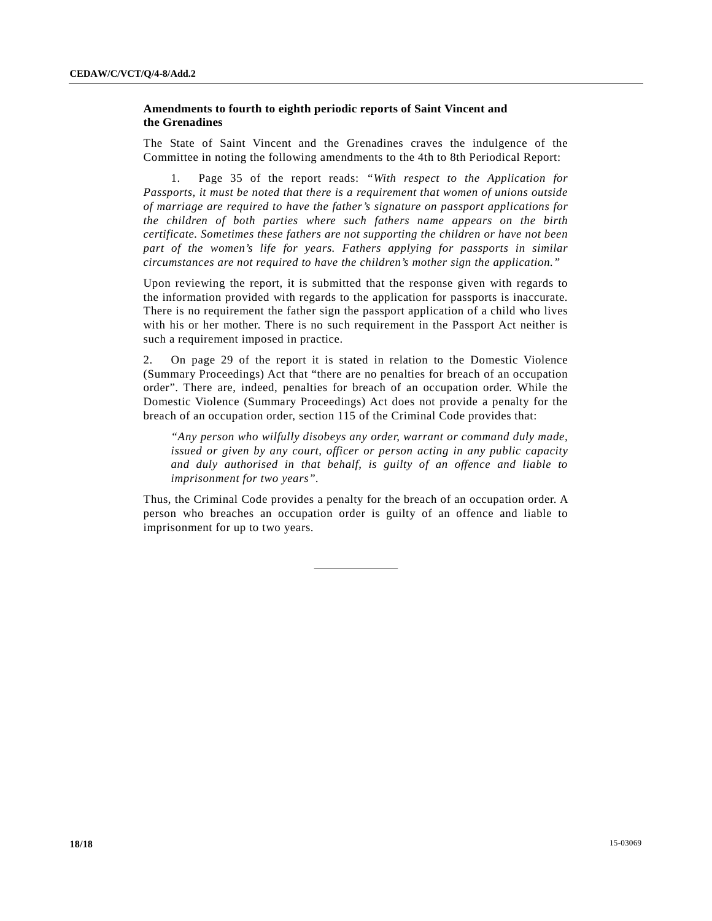**Amendments to fourth to eighth periodic reports of Saint Vincent and the Grenadines**

The State of Saint Vincent and the Grenadines craves the indulgence of the Committee in noting the following amendments to the 4th to 8th Periodical Report:

1. Page 35 of the report reads: *"With respect to the Application for Passports, it must be noted that there is a requirement that women of unions outside of marriage are required to have the father's signature on passport applications for the children of both parties where such fathers name appears on the birth certificate. Sometimes these fathers are not supporting the children or have not been part of the women's life for years. Fathers applying for passports in similar circumstances are not required to have the children's mother sign the application."*

Upon reviewing the report, it is submitted that the response given with regards to the information provided with regards to the application for passports is inaccurate. There is no requirement the father sign the passport application of a child who lives with his or her mother. There is no such requirement in the Passport Act neither is such a requirement imposed in practice.

2. On page 29 of the report it is stated in relation to the Domestic Violence (Summary Proceedings) Act that "there are no penalties for breach of an occupation order". There are, indeed, penalties for breach of an occupation order. While the Domestic Violence (Summary Proceedings) Act does not provide a penalty for the breach of an occupation order, section 115 of the Criminal Code provides that:

> *"Any person who wilfully disobeys any order, warrant or command duly made, issued or given by any court, officer or person acting in any public capacity and duly authorised in that behalf, is guilty of an offence and liable to imprisonment for two years".*

Thus, the Criminal Code provides a penalty for the breach of an occupation order. A person who breaches an occupation order is guilty of an offence and liable to imprisonment for up to two years.